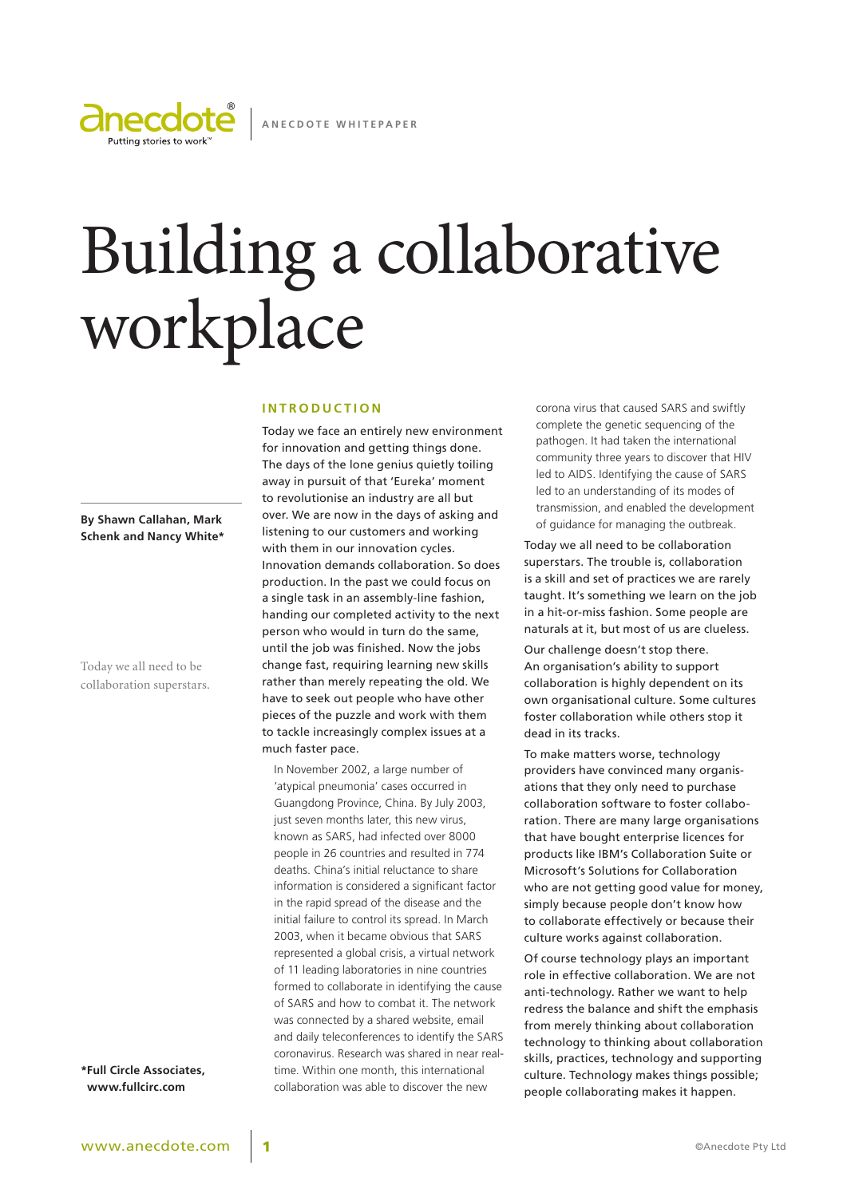ANECDOTE WHITEPAPER

# Building a collaborative workplace

**By Shawn Callahan, Mark Schenk and Nancy White***

## INTRODUCTION

Today we face an entirely new environment for innovation and getting things done. The days of the lone genius quietly toiling away in pursuit of that 'Eureka' moment to revolutionise an industry are all but over. We are now in the days of asking and listening to our customers and working with them in our innovation cycles. Innovation demands collaboration. So does production. In the past we could focus on a single task in an assembly-line fashion, handing our completed activity to the next person who would in turn do the same, until the job was finished. Now the jobs change fast, requiring learning new skills rather than merely repeating the old. We have to seek out people who have other pieces of the puzzle and work with them to tackle increasingly complex issues at a much faster pace.

> In November 2002, a large number of 'atypical pneumonia' cases occurred in Guangdong Province, China. By July 2003, just seven months later, this new virus, known as SARS, had infected over 8000 people in 26 countries and resulted in 774 deaths. China's initial reluctance to share information is considered a significant factor in the rapid spread of the disease and the initial failure to control its spread. In March 2003, when it became obvious that SARS represented a global crisis, a virtual network of 11 leading laboratories in nine countries formed to collaborate in identifying the cause of SARS and how to combat it. The network was connected by a shared website, email and daily teleconferences to identify the SARS coronavirus. Research was shared in near real-time. Within one month, this international collaboration was able to discover the new corona virus that caused SARS and swiftly complete the genetic sequencing of the pathogen. It had taken the international community three years to discover that HIV led to AIDS. Identifying the cause of SARS led to an understanding of its modes of transmission, and enabled the development of guidance for managing the outbreak.

Today we all need to be collaboration superstars. The trouble is, collaboration is a skill and set of practices we are rarely taught. It's something we learn on the job in a hit-or-miss fashion. Some people are naturals at it, but most of us are clueless.

Our challenge doesn't stop there. An organisation's ability to support collaboration is highly dependent on its own organisational culture. Some cultures foster collaboration while others stop it dead in its tracks.

To make matters worse, technology providers have convinced many organisations that they only need to purchase collaboration software to foster collaboration. There are many large organisations that have bought enterprise licences for products like IBM's Collaboration Suite or Microsoft's Solutions for Collaboration who are not getting good value for money, simply because people don't know how to collaborate effectively or because their culture works against collaboration.

Of course technology plays an important role in effective collaboration. We are not anti-technology. Rather we want to help redress the balance and shift the emphasis from merely thinking about collaboration technology to thinking about collaboration skills, practices, technology and supporting culture. Technology makes things possible; people collaborating makes it happen.

*Full Circle Associates, www.fullcirc.com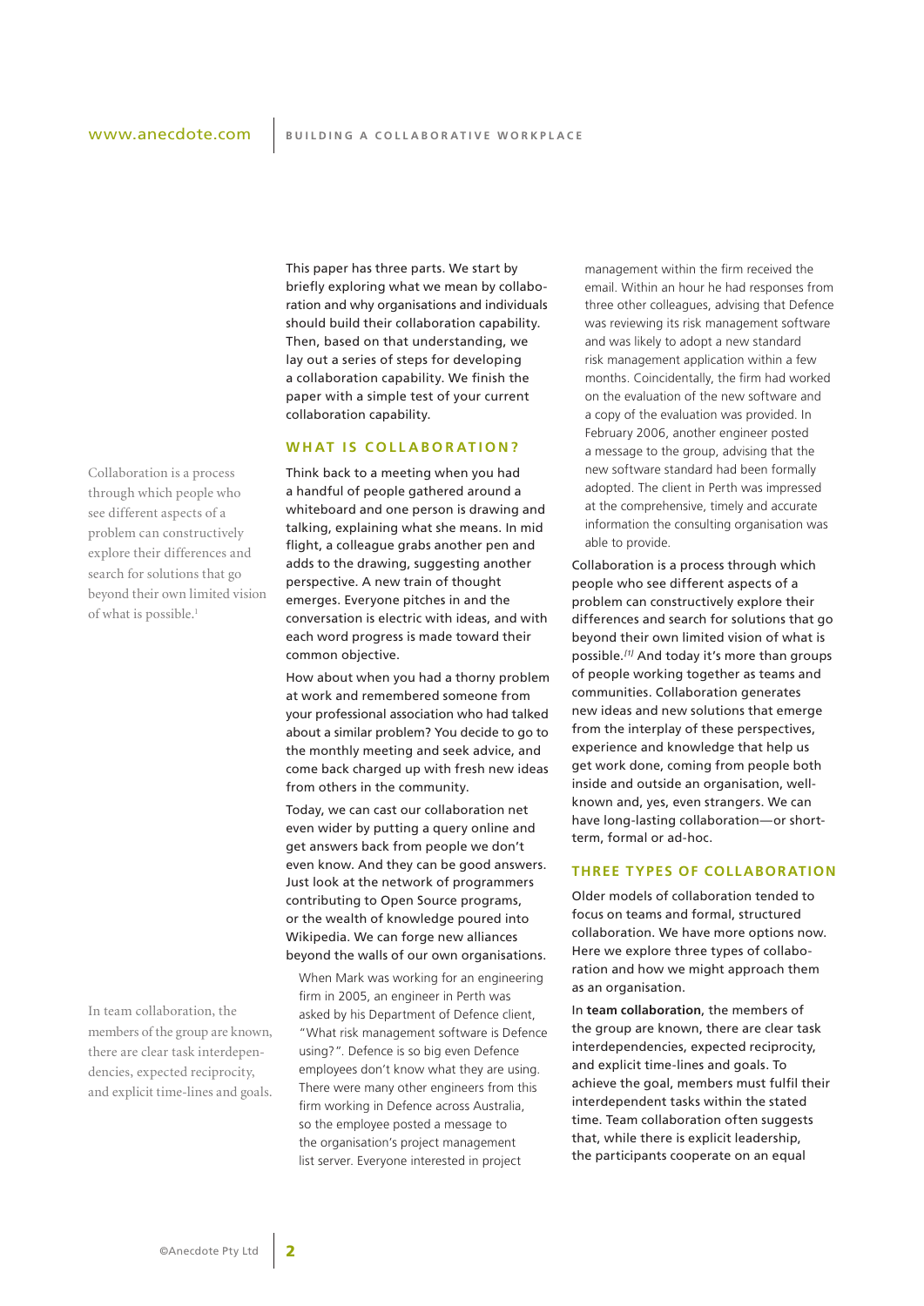This paper has three parts. We start by briefly exploring what we mean by collaboration and why organisations and individuals should build their collaboration capability. Then, based on that understanding, we lay out a series of steps for developing a collaboration capability. We finish the paper with a simple test of your current collaboration capability.

## WHAT IS COLLABORATION?

> Collaboration is a process through which people who see different aspects of a problem can constructively explore their differences and search for solutions that go beyond their own limited vision of what is possible.[1]

Think back to a meeting when you had a handful of people gathered around a whiteboard and one person is drawing and talking, explaining what she means. In mid flight, a colleague grabs another pen and adds to the drawing, suggesting another perspective. A new train of thought emerges. Everyone pitches in and the conversation is electric with ideas, and with each word progress is made toward their common objective.

How about when you had a thorny problem at work and remembered someone from your professional association who had talked about a similar problem? You decide to go to the monthly meeting and seek advice, and come back charged up with fresh new ideas from others in the community.

Today, we can cast our collaboration net even wider by putting a query online and get answers back from people we don't even know. And they can be good answers. Just look at the network of programmers contributing to Open Source programs, or the wealth of knowledge poured into Wikipedia. We can forge new alliances beyond the walls of our own organisations.

> When Mark was working for an engineering firm in 2005, an engineer in Perth was asked by his Department of Defence client, "What risk management software is Defence using?". Defence is so big even Defence employees don't know what they are using. There were many other engineers from this firm working in Defence across Australia, so the employee posted a message to the organisation's project management list server. Everyone interested in project management within the firm received the email. Within an hour he had responses from three other colleagues, advising that Defence was reviewing its risk management software and was likely to adopt a new standard risk management application within a few months. Coincidentally, the firm had worked on the evaluation of the new software and a copy of the evaluation was provided. In February 2006, another engineer posted a message to the group, advising that the new software standard had been formally adopted. The client in Perth was impressed at the comprehensive, timely and accurate information the consulting organisation was able to provide.

Collaboration is a process through which people who see different aspects of a problem can constructively explore their differences and search for solutions that go beyond their limited vision of what is possible.[1] And today it's more than groups of people working together as teams and communities. Collaboration generates new ideas and new solutions that emerge from the interplay of these perspectives, experience and knowledge that help us get work done, coming from people both inside and outside an organisation, well-known and, yes, even strangers. We can have long-lasting collaboration—or short-term, formal or ad-hoc.

## THREE TYPES OF COLLABORATION

Older models of collaboration tended to focus on teams and formal, structured collaboration. We have more options now. Here we explore three types of collaboration and how we might approach them as an organisation.

> In team collaboration, the members of the group are known, there are clear task interdependencies, expected reciprocity, and explicit time-lines and goals.

In **team collaboration**, the members of the group are known, there are clear task interdependencies, expected reciprocity, and explicit time-lines and goals. To achieve the goal, members must fulfil their interdependent tasks within the stated time. Team collaboration often suggests that, while there is explicit leadership, the participants cooperate on an equal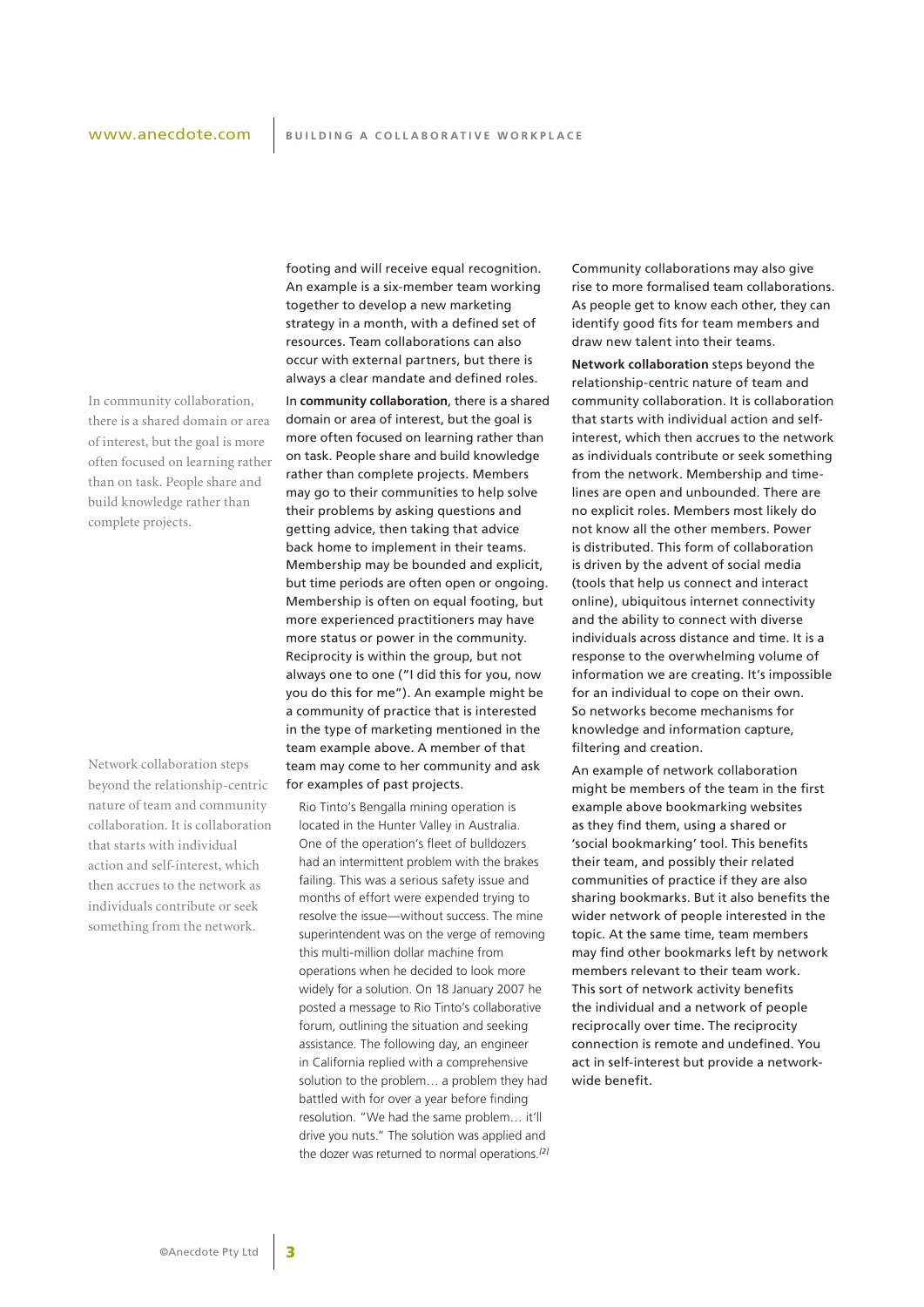footing and will receive equal recognition. An example is a six-member team working together to develop a new marketing strategy in a month, with a defined set of resources. Team collaborations can also occur with external partners, but there is always a clear mandate and defined roles.

> In community collaboration, there is a shared domain or area of interest, but the goal is more often focused on learning rather than on task. People share and build knowledge rather than complete projects.

In **community collaboration**, there is a shared domain or area of interest, but the goal is more often focused on learning rather than on task. People share and build knowledge rather than complete projects. Members may go to their communities to help solve their problems by asking questions and getting advice, then taking that advice back home to implement in their teams. Membership may be bounded and explicit, but time periods are often open or ongoing. Membership is often on equal footing, but more experienced practitioners may have more status or power in the community. Reciprocity is within the group, but not always one to one ("I did this for you, now you do this for me"). An example might be a community of practice that is interested in the type of marketing mentioned in the team example above. A member of that team may come to her community and ask for examples of past projects.

> Rio Tinto's Bengalla mining operation is located in the Hunter Valley in Australia. One of the operation's fleet of bulldozers had an intermittent problem with the brakes failing. This was a serious safety issue and months of effort were expended trying to resolve the issue—without success. The mine superintendent was on the verge of removing this multi-million dollar machine from operations when he decided to look more widely for a solution. On 18 January 2007 he posted a message to Rio Tinto's collaborative forum, outlining the situation and seeking assistance. The following day, an engineer in California replied with a comprehensive solution to the problem… a problem they had battled with for over a year before finding resolution. "We had the same problem… it'll drive you nuts." The solution was applied and the dozer was returned to normal operations.[2]

Community collaborations may also give rise to more formalised team collaborations. As people get to know each other, they can identify good fits for team members and draw new talent into their teams.

> Network collaboration steps beyond the relationship-centric nature of team and community collaboration. It is collaboration that starts with individual action and self-interest, which then accrues to the network as individuals contribute or seek something from the network.

**Network collaboration** steps beyond the relationship-centric nature of team and community collaboration. It is collaboration that starts with individual action and self-interest, which then accrues to the network as individuals contribute or seek something from the network. Membership and time-lines are open and unbounded. There are no explicit roles. Members most likely do not know all the other members. Power is distributed. This form of collaboration is driven by the advent of social media (tools that help us connect and interact online), ubiquitous internet connectivity and the ability to connect with diverse individuals across distance and time. It is a response to the overwhelming volume of information we are creating. It's impossible for an individual to cope on their own. So networks become mechanisms for knowledge and information capture, filtering and creation.

An example of network collaboration might be members of the team in the first example above bookmarking websites as they find them, using a shared or 'social bookmarking' tool. This benefits their team, and possibly their related communities of practice if they are also sharing bookmarks. But it also benefits the wider network of people interested in the topic. At the same time, team members may find other bookmarks left by network members relevant to their team work. This sort of network activity benefits the individual and a network of people reciprocally over time. The reciprocity connection is remote and undefined. You act in self-interest but provide a network-wide benefit.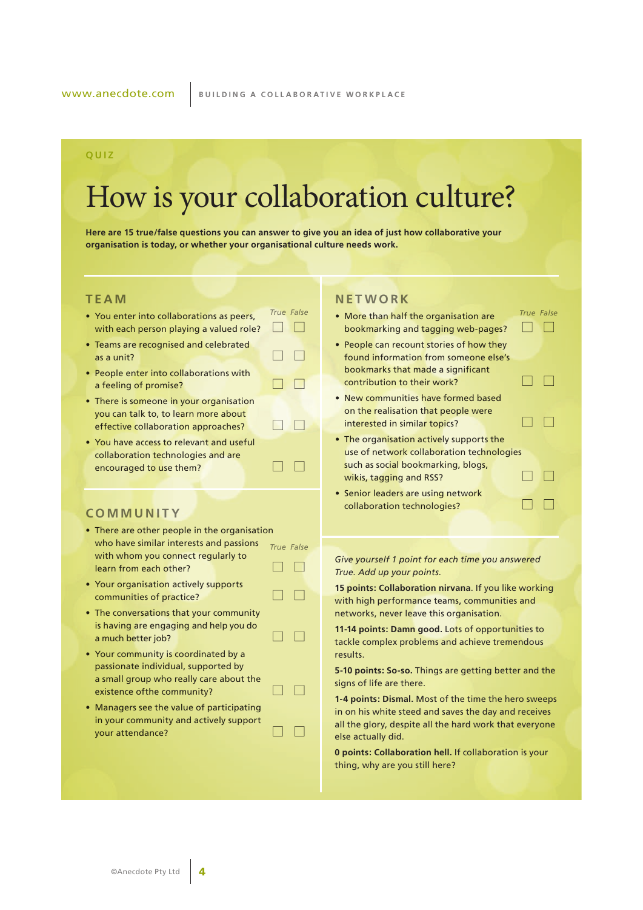QUIZ

# How is your collaboration culture?

**Here are 15 true/false questions you can answer to give you an idea of just how collaborative your organisation is today, or whether your organisational culture needs work.**

## TEAM

| | True | False |
|---|---|---|
| You enter into collaborations as peers, with each person playing a valued role? | ☐ | ☐ |
| Teams are recognised and celebrated as a unit? | ☐ | ☐ |
| People enter into collaborations with a feeling of promise? | ☐ | ☐ |
| There is someone in your organisation you can talk to, to learn more about effective collaboration approaches? | ☐ | ☐ |
| You have access to relevant and useful collaboration technologies and are encouraged to use them? | ☐ | ☐ |

## COMMUNITY

| | True | False |
|---|---|---|
| There are other people in the organisation who have similar interests and passions with whom you connect regularly to learn from each other? | ☐ | ☐ |
| Your organisation actively supports communities of practice? | ☐ | ☐ |
| The conversations that your community is having are engaging and help you do a much better job? | ☐ | ☐ |
| Your community is coordinated by a passionate individual, supported by a small group who really care about the existence ofthe community? | ☐ | ☐ |
| Managers see the value of participating in your community and actively support your attendance? | ☐ | ☐ |

## NETWORK

| | True | False |
|---|---|---|
| More than half the organisation are bookmarking and tagging web-pages? | ☐ | ☐ |
| People can recount stories of how they found information from someone else's bookmarks that made a significant contribution to their work? | ☐ | ☐ |
| New communities have formed based on the realisation that people were interested in similar topics? | ☐ | ☐ |
| The organisation actively supports the use of network collaboration technologies such as social bookmarking, blogs, wikis, tagging and RSS? | ☐ | ☐ |
| Senior leaders are using network collaboration technologies? | ☐ | ☐ |

*Give yourself 1 point for each time you answered True. Add up your points.*

**15 points: Collaboration nirvana**. If you like working with high performance teams, communities and networks, never leave this organisation.

**11-14 points: Damn good.** Lots of opportunities to tackle complex problems and achieve tremendous results.

**5-10 points: So-so.** Things are getting better and the signs of life are there.

**1-4 points: Dismal.** Most of the time the hero sweeps in on his white steed and saves the day and receives all the glory, despite all the hard work that everyone else actually did.

**0 points: Collaboration hell.** If collaboration is your thing, why are you still here?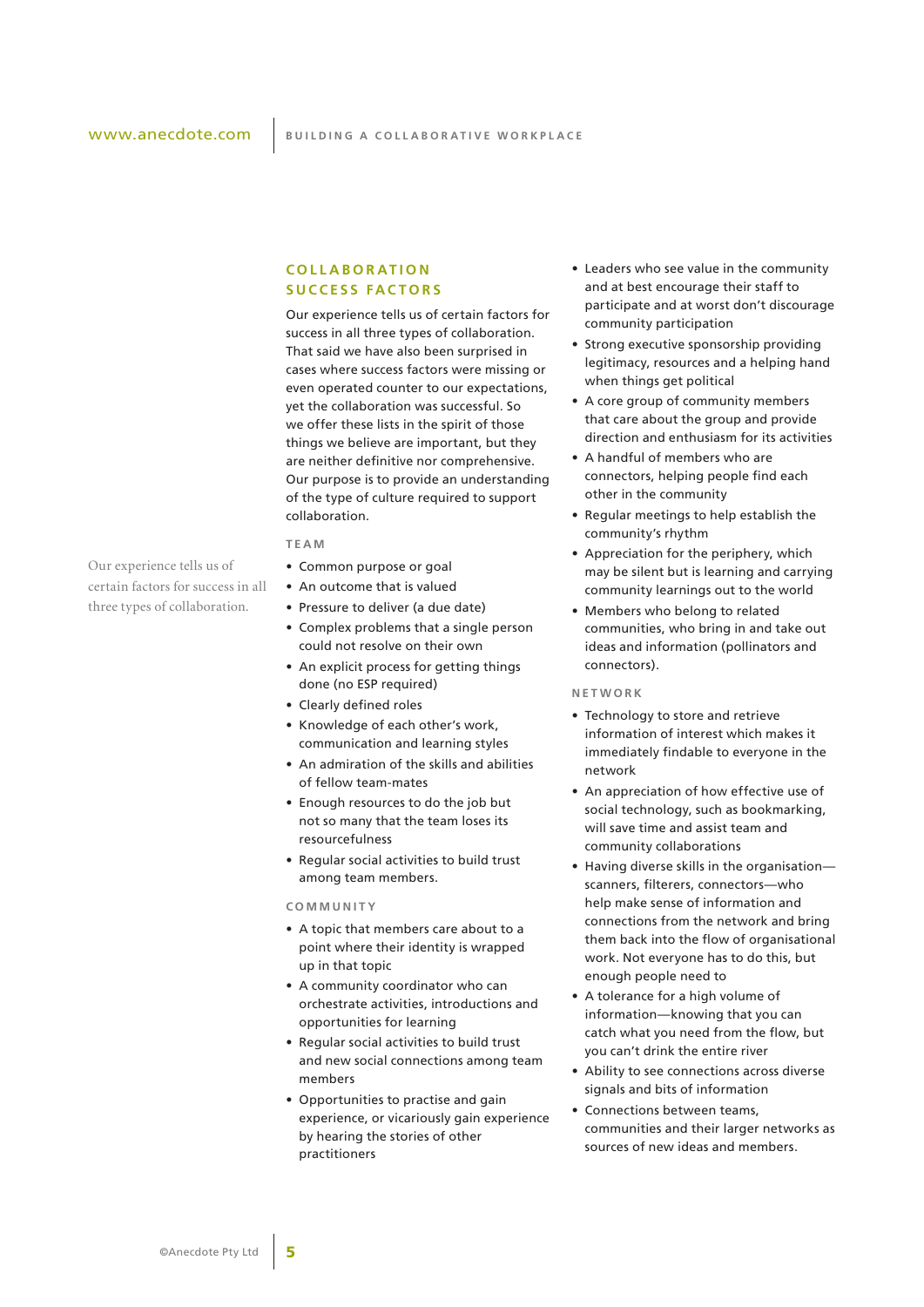## COLLABORATION SUCCESS FACTORS

Our experience tells us of certain factors for success in all three types of collaboration. That said we have also been surprised in cases where success factors were missing or even operated counter to our expectations, yet the collaboration was successful. So we offer these lists in the spirit of those things we believe are important, but they are neither definitive nor comprehensive. Our purpose is to provide an understanding of the type of culture required to support collaboration.

Our experience tells us of certain factors for success in all three types of collaboration.

### TEAM

- Common purpose or goal
- An outcome that is valued
- Pressure to deliver (a due date)
- Complex problems that a single person could not resolve on their own
- An explicit process for getting things done (no ESP required)
- Clearly defined roles
- Knowledge of each other's work, communication and learning styles
- An admiration of the skills and abilities of fellow team-mates
- Enough resources to do the job but not so many that the team loses its resourcefulness
- Regular social activities to build trust among team members.

### COMMUNITY

- A topic that members care about to a point where their identity is wrapped up in that topic
- A community coordinator who can orchestrate activities, introductions and opportunities for learning
- Regular social activities to build trust and new social connections among team members
- Opportunities to practise and gain experience, or vicariously gain experience by hearing the stories of other practitioners
- Leaders who see value in the community and at best encourage their staff to participate and at worst don't discourage community participation
- Strong executive sponsorship providing legitimacy, resources and a helping hand when things get political
- A core group of community members that care about the group and provide direction and enthusiasm for its activities
- A handful of members who are connectors, helping people find each other in the community
- Regular meetings to help establish the community's rhythm
- Appreciation for the periphery, which may be silent but is learning and carrying community learnings out to the world
- Members who belong to related communities, who bring in and take out ideas and information (pollinators and connectors).

### NETWORK

- Technology to store and retrieve information of interest which makes it immediately findable to everyone in the network
- An appreciation of how effective use of social technology, such as bookmarking, will save time and assist team and community collaborations
- Having diverse skills in the organisation—scanners, filterers, connectors—who help make sense of information and connections from the network and bring them back into the flow of organisational work. Not everyone has to do this, but enough people need to
- A tolerance for a high volume of information—knowing that you can catch what you need from the flow, but you can't drink the entire river
- Ability to see connections across diverse signals and bits of information
- Connections between teams, communities and their larger networks as sources of new ideas and members.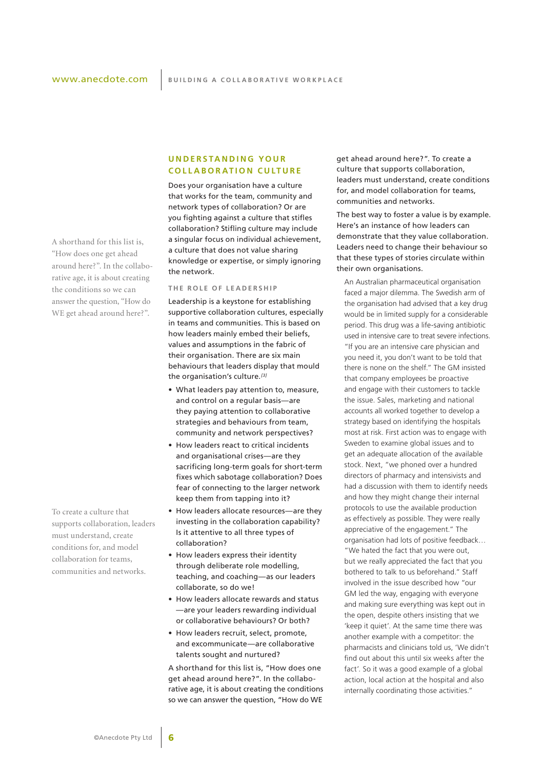## UNDERSTANDING YOUR COLLABORATION CULTURE

Does your organisation have a culture that works for the team, community and network types of collaboration? Or are you fighting against a culture that stifles collaboration? Stifling culture may include a singular focus on individual achievement, a culture that does not value sharing knowledge or expertise, or simply ignoring the network.

### THE ROLE OF LEADERSHIP

Leadership is a keystone for establishing supportive collaboration cultures, especially in teams and communities. This is based on how leaders mainly embed their beliefs, values and assumptions in the fabric of their organisation. There are six main behaviours that leaders display that mould the organisation's culture.[3]

- What leaders pay attention to, measure, and control on a regular basis—are they paying attention to collaborative strategies and behaviours from team, community and network perspectives?
- How leaders react to critical incidents and organisational crises—are they sacrificing long-term goals for short-term fixes which sabotage collaboration? Does fear of connecting to the larger network keep them from tapping into it?
- How leaders allocate resources—are they investing in the collaboration capability? Is it attentive to all three types of collaboration?
- How leaders express their identity through deliberate role modelling, teaching, and coaching—as our leaders collaborate, so do we!
- How leaders allocate rewards and status—are your leaders rewarding individual or collaborative behaviours? Or both?
- How leaders recruit, select, promote, and excommunicate—are collaborative talents sought and nurtured?

A shorthand for this list is, "How does one get ahead around here?". In the collaborative age, it is about creating the conditions so we can answer the question, "How do WE get ahead around here?". To create a culture that supports collaboration, leaders must understand, create conditions for, and model collaboration for teams, communities and networks.

The best way to foster a value is by example. Here's an instance of how leaders can demonstrate that they value collaboration. Leaders need to change their behaviour so that these types of stories circulate within their own organisations.

> An Australian pharmaceutical organisation faced a major dilemma. The Swedish arm of the organisation had advised that a key drug would be in limited supply for a considerable period. This drug was a life-saving antibiotic used in intensive care to treat severe infections. "If you are an intensive care physician and you need it, you don't want to be told that there is none on the shelf." The GM insisted that company employees be proactive and engage with their customers to tackle the issue. Sales, marketing and national accounts all worked together to develop a strategy based on identifying the hospitals most at risk. First action was to engage with Sweden to examine global issues and to get an adequate allocation of the available stock. Next, "we phoned over a hundred directors of pharmacy and intensivists and had a discussion with them to identify needs and how they might change their internal protocols to use the available production as effectively as possible. They were really appreciative of the engagement." The organisation had lots of positive feedback… "We hated the fact that you were out, but we really appreciated the fact that you bothered to talk to us beforehand." Staff involved in the issue described how "our GM led the way, engaging with everyone and making sure everything was kept out in the open, despite others insisting that we 'keep it quiet'. At the same time there was another example with a competitor: the pharmacists and clinicians told us, 'We didn't find out about this until six weeks after the fact'. So it was a good example of a global action, local action at the hospital and also internally coordinating those activities."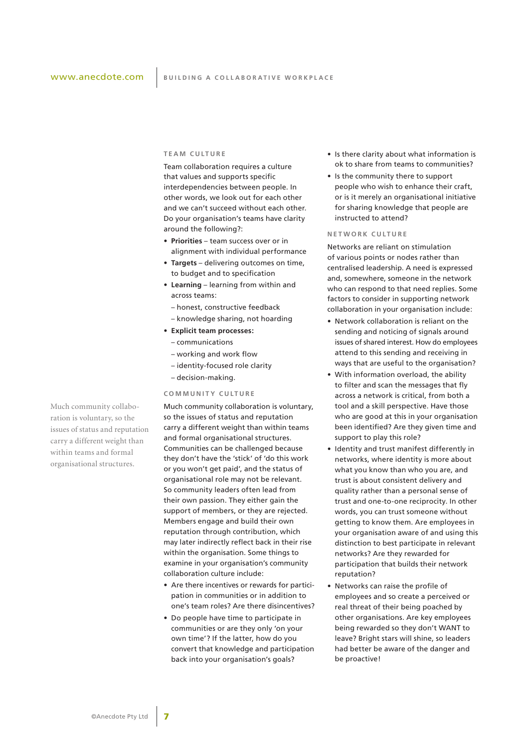## TEAM CULTURE

Team collaboration requires a culture that values and supports specific interdependencies between people. In other words, we look out for each other and we can't succeed without each other. Do your organisation's teams have clarity around the following?:

- **Priorities** – team success over or in alignment with individual performance
- **Targets** – delivering outcomes on time, to budget and to specification
- **Learning** – learning from within and across teams:
  - honest, constructive feedback
  - knowledge sharing, not hoarding
- **Explicit team processes:**
  - communications
  - working and work flow
  - identity-focused role clarity
  - decision-making.

## COMMUNITY CULTURE

Much community collaboration is voluntary, so the issues of status and reputation carry a different weight than within teams and formal organisational structures.

Much community collaboration is voluntary, so the issues of status and reputation carry a different weight than within teams and formal organisational structures. Communities can be challenged because they don't have the 'stick' of 'do this work or you won't get paid', and the status of organisational role may not be relevant. So community leaders often lead from their own passion. They either gain the support of members, or they are rejected. Members engage and build their own reputation through contribution, which may later indirectly reflect back in their rise within the organisation. Some things to examine in your organisation's community collaboration culture include:

- Are there incentives or rewards for participation in communities or in addition to one's team roles? Are there disincentives?
- Do people have time to participate in communities or are they only 'on your own time'? If the latter, how do you convert that knowledge and participation back into your organisation's goals?
- Is there clarity about what information is ok to share from teams to communities?
- Is the community there to support people who wish to enhance their craft, or is it merely an organisational initiative for sharing knowledge that people are instructed to attend?

## NETWORK CULTURE

Networks are reliant on stimulation of various points or nodes rather than centralised leadership. A need is expressed and, somewhere, someone in the network who can respond to that need replies. Some factors to consider in supporting network collaboration in your organisation include:

- Network collaboration is reliant on the sending and noticing of signals around issues of shared interest. How do employees attend to this sending and receiving in ways that are useful to the organisation?
- With information overload, the ability to filter and scan the messages that fly across a network is critical, from both a tool and a skill perspective. Have those who are good at this in your organisation been identified? Are they given time and support to play this role?
- Identity and trust manifest differently in networks, where identity is more about what you know than who you are, and trust is about consistent delivery and quality rather than a personal sense of trust and one-to-one reciprocity. In other words, you can trust someone without getting to know them. Are employees in your organisation aware of and using this distinction to best participate in relevant networks? Are they rewarded for participation that builds their network reputation?
- Networks can raise the profile of employees and so create a perceived or real threat of their being poached by other organisations. Are key employees being rewarded so they don't WANT to leave? Bright stars will shine, so leaders had better be aware of the danger and be proactive!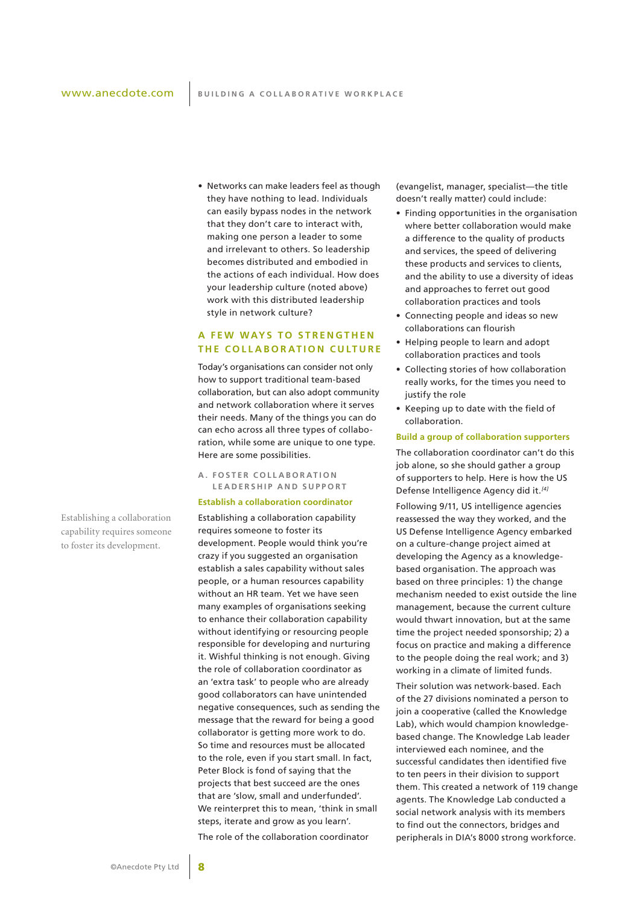- Networks can make leaders feel as though they have nothing to lead. Individuals can easily bypass nodes in the network that they don't care to interact with, making one person a leader to some and irrelevant to others. So leadership becomes distributed and embodied in the actions of each individual. How does your leadership culture (noted above) work with this distributed leadership style in network culture?

## A FEW WAYS TO STRENGTHEN THE COLLABORATION CULTURE

Today's organisations can consider not only how to support traditional team-based collaboration, but can also adopt community and network collaboration where it serves their needs. Many of the things you can do can echo across all three types of collaboration, while some are unique to one type. Here are some possibilities.

### A. FOSTER COLLABORATION LEADERSHIP AND SUPPORT

#### Establish a collaboration coordinator

Establishing a collaboration capability requires someone to foster its development.

Establishing a collaboration capability requires someone to foster its development. People would think you're crazy if you suggested an organisation establish a sales capability without sales people, or a human resources capability without an HR team. Yet we have seen many examples of organisations seeking to enhance their collaboration capability without identifying or resourcing people responsible for developing and nurturing it. Wishful thinking is not enough. Giving the role of collaboration coordinator as an 'extra task' to people who are already good collaborators can have unintended negative consequences, such as sending the message that the reward for being a good collaborator is getting more work to do. So time and resources must be allocated to the role, even if you start small. In fact, Peter Block is fond of saying that the projects that best succeed are the ones that are 'slow, small and underfunded'. We reinterpret this to mean, 'think in small steps, iterate and grow as you learn'.

The role of the collaboration coordinator (evangelist, manager, specialist—the title doesn't really matter) could include:

- Finding opportunities in the organisation where better collaboration would make a difference to the quality of products and services, the speed of delivering these products and services to clients, and the ability to use a diversity of ideas and approaches to ferret out good collaboration practices and tools
- Connecting people and ideas so new collaborations can flourish
- Helping people to learn and adopt collaboration practices and tools
- Collecting stories of how collaboration really works, for the times you need to justify the role
- Keeping up to date with the field of collaboration.

#### Build a group of collaboration supporters

The collaboration coordinator can't do this job alone, so she should gather a group of supporters to help. Here is how the US Defense Intelligence Agency did it.[4]

Following 9/11, US intelligence agencies reassessed the way they worked, and the US Defense Intelligence Agency embarked on a culture-change project aimed at developing the Agency as a knowledge-based organisation. The approach was based on three principles: 1) the change mechanism needed to exist outside the line management, because the current culture would thwart innovation, but at the same time the project needed sponsorship; 2) a focus on practice and making a difference to the people doing the real work; and 3) working in a climate of limited funds.

Their solution was network-based. Each of the 27 divisions nominated a person to join a cooperative (called the Knowledge Lab), which would champion knowledge-based change. The Knowledge Lab leader interviewed each nominee, and the successful candidates then identified five to ten peers in their division to support them. This created a network of 119 change agents. The Knowledge Lab conducted a social network analysis with its members to find out the connectors, bridges and peripherals in DIA's 8000 strong workforce.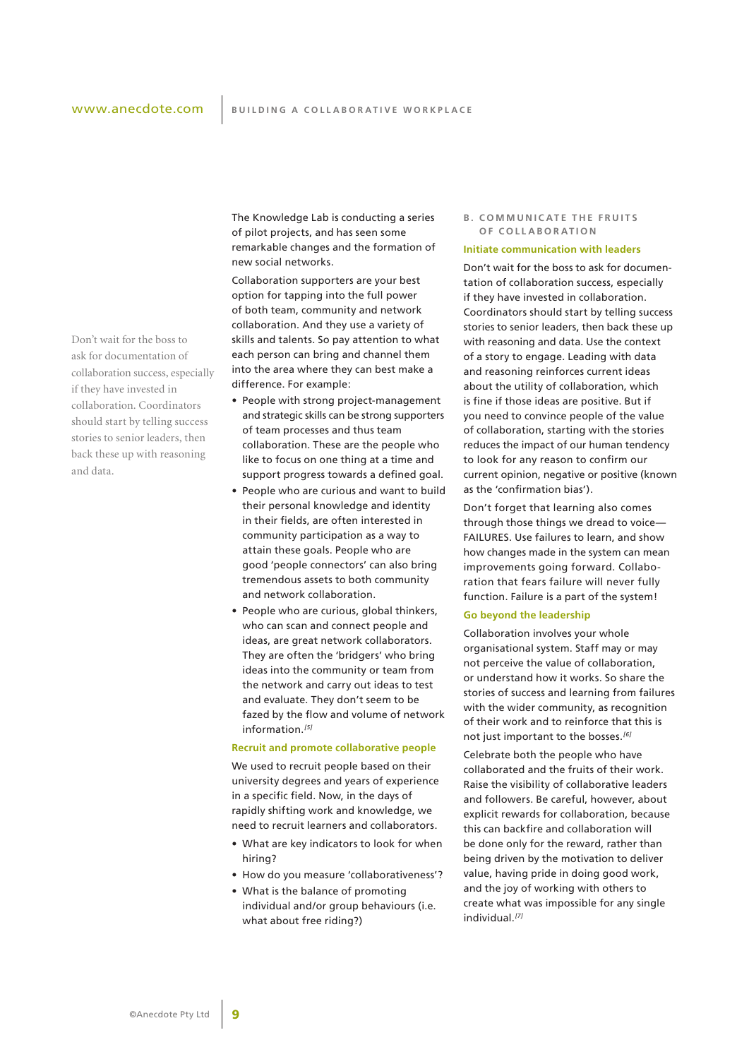Don't wait for the boss to ask for documentation of collaboration success, especially if they have invested in collaboration. Coordinators should start by telling success stories to senior leaders, then back these up with reasoning and data.

The Knowledge Lab is conducting a series of pilot projects, and has seen some remarkable changes and the formation of new social networks.

Collaboration supporters are your best option for tapping into the full power of both team, community and network collaboration. And they use a variety of skills and talents. So pay attention to what each person can bring and channel them into the area where they can best make a difference. For example:

- People with strong project-management and strategic skills can be strong supporters of team processes and thus team collaboration. These are the people who like to focus on one thing at a time and support progress towards a defined goal.
- People who are curious and want to build their personal knowledge and identity in their fields, are often interested in community participation as a way to attain these goals. People who are good 'people connectors' can also bring tremendous assets to both community and network collaboration.
- People who are curious, global thinkers, who can scan and connect people and ideas, are great network collaborators. They are often the 'bridgers' who bring ideas into the community or team from the network and carry out ideas to test and evaluate. They don't seem to be fazed by the flow and volume of network information.[5]

### Recruit and promote collaborative people

We used to recruit people based on their university degrees and years of experience in a specific field. Now, in the days of rapidly shifting work and knowledge, we need to recruit learners and collaborators.

- What are key indicators to look for when hiring?
- How do you measure 'collaborativeness'?
- What is the balance of promoting individual and/or group behaviours (i.e. what about free riding?)

## B. Communicate the fruits of collaboration

### Initiate communication with leaders

Don't wait for the boss to ask for documentation of collaboration success, especially if they have invested in collaboration. Coordinators should start by telling success stories to senior leaders, then back these up with reasoning and data. Use the context of a story to engage. Leading with data and reasoning reinforces current ideas about the utility of collaboration, which is fine if those ideas are positive. But if you need to convince people of the value of collaboration, starting with the stories reduces the impact of our human tendency to look for any reason to confirm our current opinion, negative or positive (known as the 'confirmation bias').

Don't forget that learning also comes through those things we dread to voice—FAILURES. Use failures to learn, and show how changes made in the system can mean improvements going forward. Collaboration that fears failure will never fully function. Failure is a part of the system!

### Go beyond the leadership

Collaboration involves your whole organisational system. Staff may or may not perceive the value of collaboration, or understand how it works. So share the stories of success and learning from failures with the wider community, as recognition of their work and to reinforce that this is not just important to the bosses.[6]

Celebrate both the people who have collaborated and the fruits of their work. Raise the visibility of collaborative leaders and followers. Be careful, however, about explicit rewards for collaboration, because this can backfire and collaboration will be done only for the reward, rather than being driven by the motivation to deliver value, having pride in doing good work, and the joy of working with others to create what was impossible for any single individual.[7]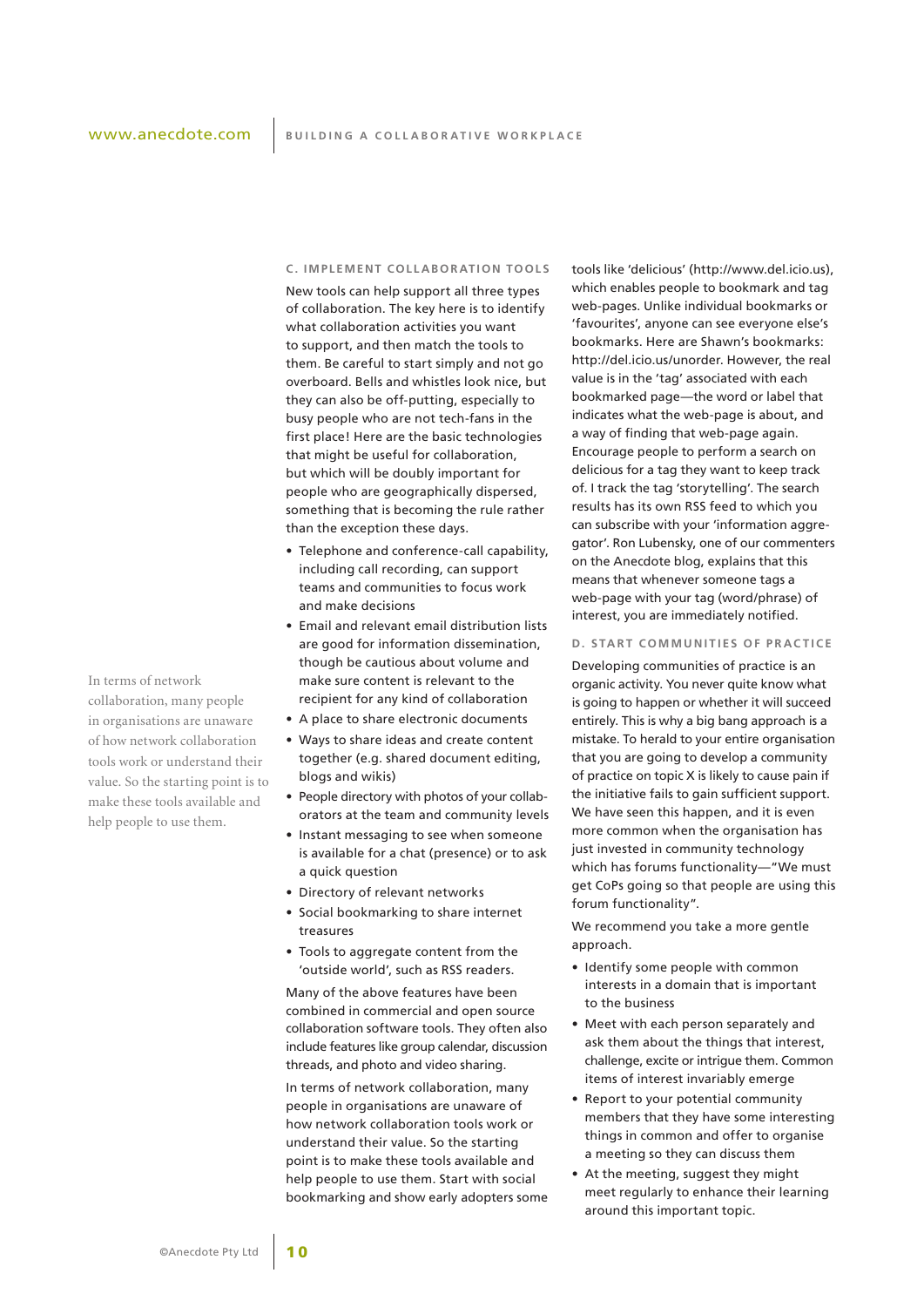### C. IMPLEMENT COLLABORATION TOOLS

New tools can help support all three types of collaboration. The key here is to identify what collaboration activities you want to support, and then match the tools to them. Be careful to start simply and not go overboard. Bells and whistles look nice, but they can also be off-putting, especially to busy people who are not tech-fans in the first place! Here are the basic technologies that might be useful for collaboration, but which will be doubly important for people who are geographically dispersed, something that is becoming the rule rather than the exception these days.

- Telephone and conference-call capability, including call recording, can support teams and communities to focus work and make decisions
- Email and relevant email distribution lists are good for information dissemination, though be cautious about volume and make sure content is relevant to the recipient for any kind of collaboration
- A place to share electronic documents
- Ways to share ideas and create content together (e.g. shared document editing, blogs and wikis)
- People directory with photos of your collaborators at the team and community levels
- Instant messaging to see when someone is available for a chat (presence) or to ask a quick question
- Directory of relevant networks
- Social bookmarking to share internet treasures
- Tools to aggregate content from the 'outside world', such as RSS readers.

Many of the above features have been combined in commercial and open source collaboration software tools. They often also include features like group calendar, discussion threads, and photo and video sharing.

In terms of network collaboration, many people in organisations are unaware of how network collaboration tools work or understand their value. So the starting point is to make these tools available and help people to use them. Start with social bookmarking and show early adopters some tools like 'delicious' (http://www.del.icio.us), which enables people to bookmark and tag web-pages. Unlike individual bookmarks or 'favourites', anyone can see everyone else's bookmarks. Here are Shawn's bookmarks: http://del.icio.us/unorder. However, the real value is in the 'tag' associated with each bookmarked page—the word or label that indicates what the web-page is about, and a way of finding that web-page again. Encourage people to perform a search on delicious for a tag they want to keep track of. I track the tag 'storytelling'. The search results has its own RSS feed to which you can subscribe with your 'information aggregator'. Ron Lubensky, one of our commenters on the Anecdote blog, explains that this means that whenever someone tags a web-page with your tag (word/phrase) of interest, you are immediately notified.

### D. START COMMUNITIES OF PRACTICE

Developing communities of practice is an organic activity. You never quite know what is going to happen or whether it will succeed entirely. This is why a big bang approach is a mistake. To herald to your entire organisation that you are going to develop a community of practice on topic X is likely to cause pain if the initiative fails to gain sufficient support. We have seen this happen, and it is even more common when the organisation has just invested in community technology which has forums functionality—"We must get CoPs going so that people are using this forum functionality".

We recommend you take a more gentle approach.

- Identify some people with common interests in a domain that is important to the business
- Meet with each person separately and ask them about the things that interest, challenge, excite or intrigue them. Common items of interest invariably emerge
- Report to your potential community members that they have some interesting things in common and offer to organise a meeting so they can discuss them
- At the meeting, suggest they might meet regularly to enhance their learning around this important topic.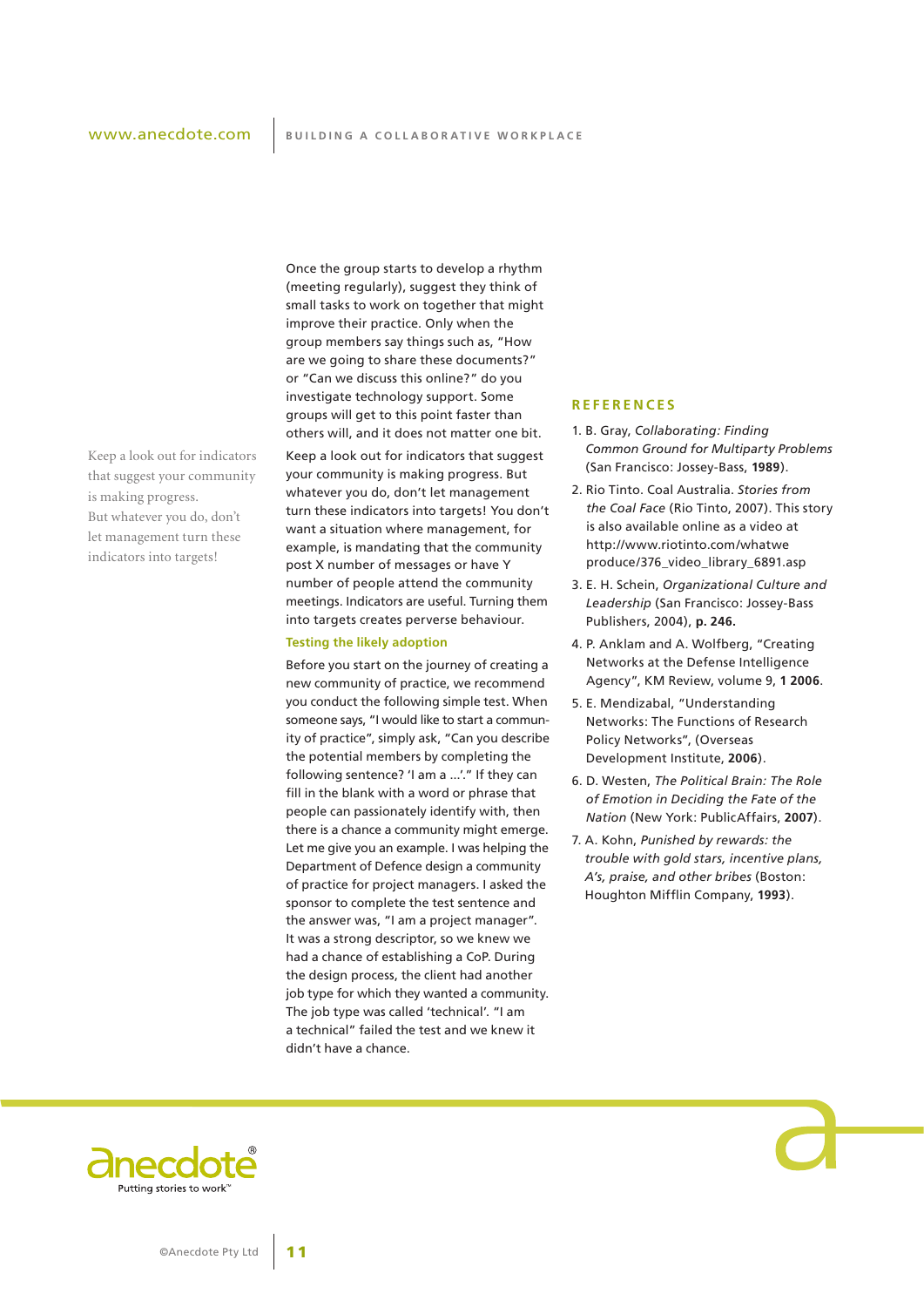Once the group starts to develop a rhythm (meeting regularly), suggest they think of small tasks to work on together that might improve their practice. Only when the group members say things such as, "How are we going to share these documents?" or "Can we discuss this online?" do you investigate technology support. Some groups will get to this point faster than others will, and it does not matter one bit.

> Keep a look out for indicators that suggest your community is making progress. But whatever you do, don't let management turn these indicators into targets!

Keep a look out for indicators that suggest your community is making progress. But whatever you do, don't let management turn these indicators into targets! You don't want a situation where management, for example, is mandating that the community post X number of messages or have Y number of people attend the community meetings. Indicators are useful. Turning them into targets creates perverse behaviour.

### Testing the likely adoption

Before you start on the journey of creating a new community of practice, we recommend you conduct the following simple test. When someone says, "I would like to start a community of practice", simply ask, "Can you describe the potential members by completing the following sentence? 'I am a ...'." If they can fill in the blank with a word or phrase that people can passionately identify with, then there is a chance a community might emerge. Let me give you an example. I was helping the Department of Defence design a community of practice for project managers. I asked the sponsor to complete the test sentence and the answer was, "I am a project manager". It was a strong descriptor, so we knew we had a chance of establishing a CoP. During the design process, the client had another job type for which they wanted a community. The job type was called 'technical'. "I am a technical" failed the test and we knew it didn't have a chance.

## REFERENCES

1. B. Gray, *Collaborating: Finding Common Ground for Multiparty Problems* (San Francisco: Jossey-Bass, **1989**).
2. Rio Tinto. Coal Australia. *Stories from the Coal Face* (Rio Tinto, 2007). This story is also available online as a video at http://www.riotinto.com/whatwe produce/376_video_library_6891.asp
3. E. H. Schein, *Organizational Culture and Leadership* (San Francisco: Jossey-Bass Publishers, 2004), **p. 246.**
4. P. Anklam and A. Wolfberg, "Creating Networks at the Defense Intelligence Agency", KM Review, volume 9, **1 2006**.
5. E. Mendizabal, "Understanding Networks: The Functions of Research Policy Networks", (Overseas Development Institute, **2006**).
6. D. Westen, *The Political Brain: The Role of Emotion in Deciding the Fate of the Nation* (New York: PublicAffairs, **2007**).
7. A. Kohn, *Punished by rewards: the trouble with gold stars, incentive plans, A's, praise, and other bribes* (Boston: Houghton Mifflin Company, **1993**).

anecdote®
Putting stories to work™

©Anecdote Pty Ltd